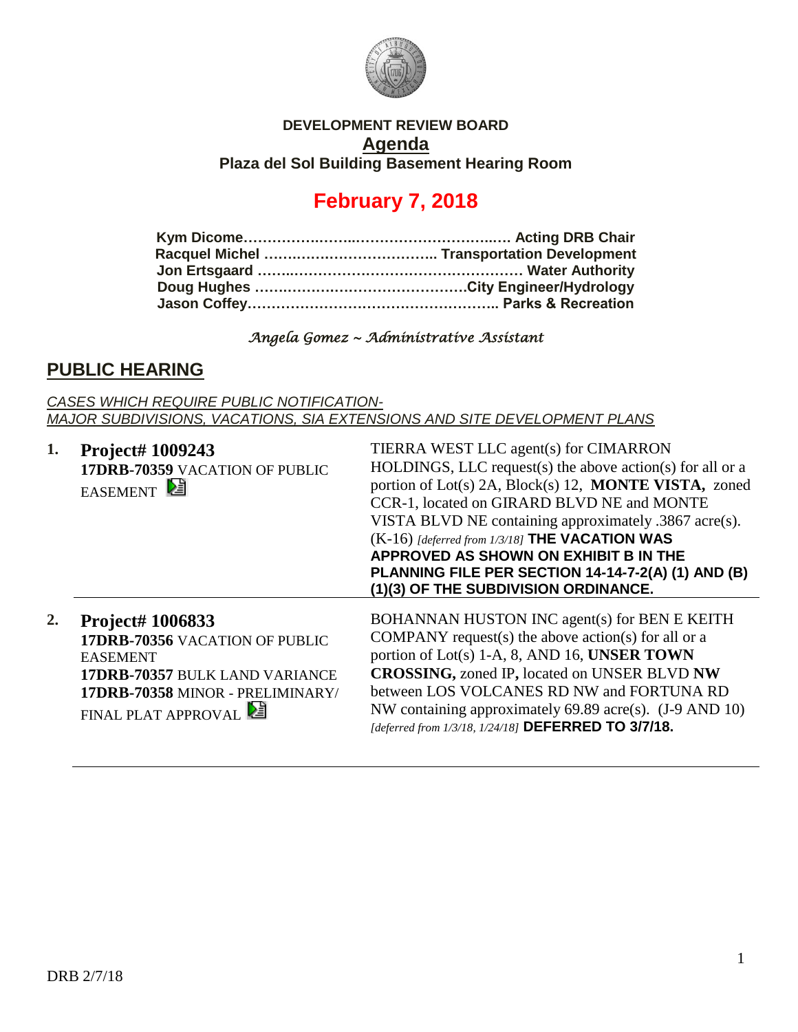**DEVELOPMENT REVIEW BOARD**

# Agenda

**Plaza del Sol Building Basement Hearing Room**

## February 7, 2018

**Kym Dicome…………………………………………………… Acting DRB Chair**
**Racquel Michel ……………………………….. Transportation Development**
**Jon Ertsgaard ……………………………………………… Water Authority**
**Doug Hughes ………………………………………City Engineer/Hydrology**
**Jason Coffey……………………………………………….. Parks & Recreation**

*Angela Gomez ~ Administrative Assistant*

## PUBLIC HEARING

*CASES WHICH REQUIRE PUBLIC NOTIFICATION-*
*MAJOR SUBDIVISIONS, VACATIONS, SIA EXTENSIONS AND SITE DEVELOPMENT PLANS*

**1. Project# 1009243**
**17DRB-70359** VACATION OF PUBLIC EASEMENT

TIERRA WEST LLC agent(s) for CIMARRON HOLDINGS, LLC request(s) the above action(s) for all or a portion of Lot(s) 2A, Block(s) 12, **MONTE VISTA,** zoned CCR-1, located on GIRARD BLVD NE and MONTE VISTA BLVD NE containing approximately .3867 acre(s). (K-16) *[deferred from 1/3/18]* **THE VACATION WAS APPROVED AS SHOWN ON EXHIBIT B IN THE PLANNING FILE PER SECTION 14-14-7-2(A) (1) AND (B) (1)(3) OF THE SUBDIVISION ORDINANCE.**

**2. Project# 1006833**
**17DRB-70356** VACATION OF PUBLIC EASEMENT
**17DRB-70357** BULK LAND VARIANCE
**17DRB-70358** MINOR - PRELIMINARY/ FINAL PLAT APPROVAL

BOHANNAN HUSTON INC agent(s) for BEN E KEITH COMPANY request(s) the above action(s) for all or a portion of Lot(s) 1-A, 8, AND 16, **UNSER TOWN CROSSING,** zoned IP**,** located on UNSER BLVD **NW** between LOS VOLCANES RD NW and FORTUNA RD NW containing approximately 69.89 acre(s). (J-9 AND 10) *[deferred from 1/3/18, 1/24/18]* **DEFERRED TO 3/7/18.**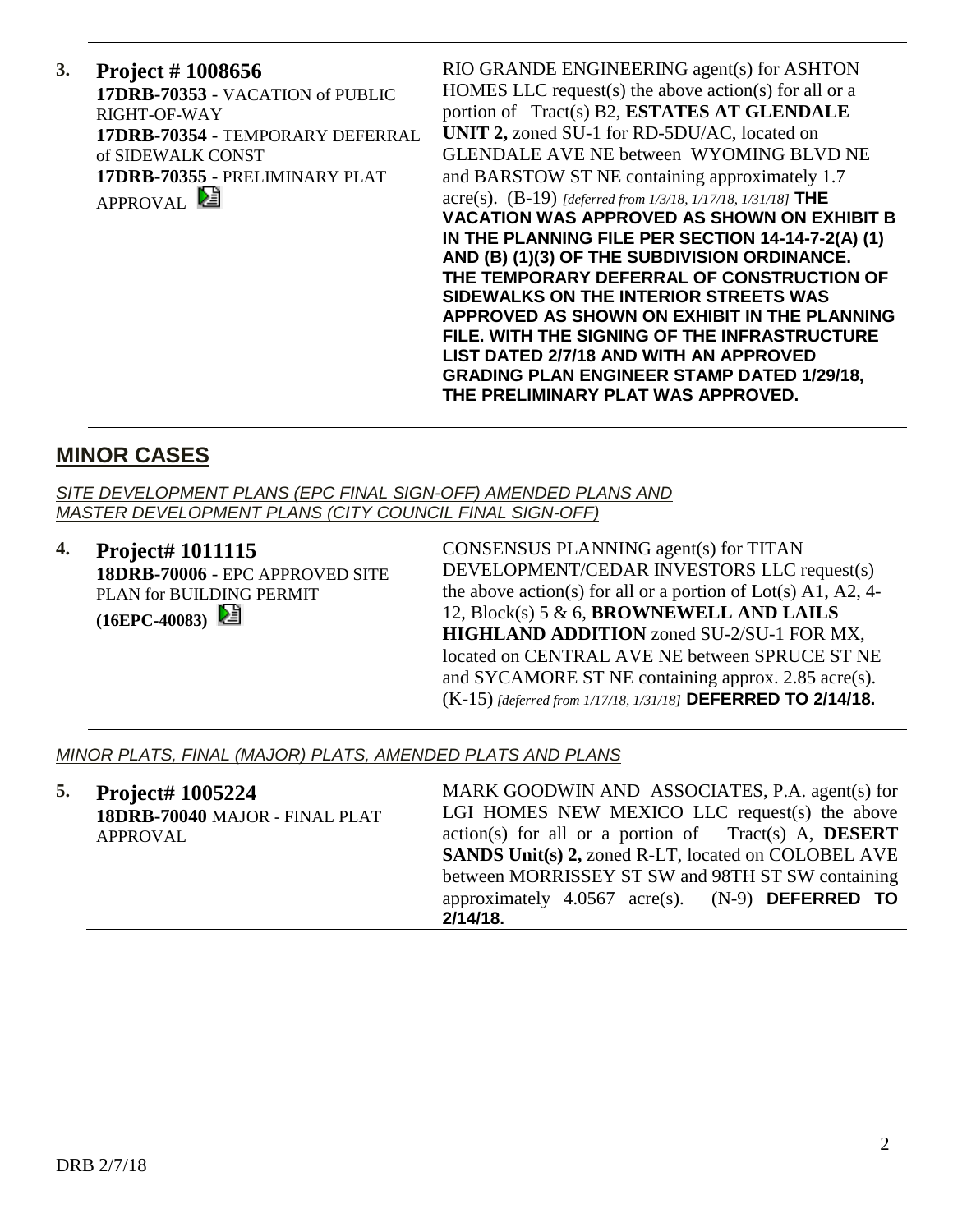**3.** **Project # 1008656**
**17DRB-70353** - VACATION of PUBLIC RIGHT-OF-WAY
**17DRB-70354** - TEMPORARY DEFERRAL of SIDEWALK CONST
**17DRB-70355** - PRELIMINARY PLAT APPROVAL

RIO GRANDE ENGINEERING agent(s) for ASHTON HOMES LLC request(s) the above action(s) for all or a portion of Tract(s) B2, **ESTATES AT GLENDALE UNIT 2,** zoned SU-1 for RD-5DU/AC, located on GLENDALE AVE NE between WYOMING BLVD NE and BARSTOW ST NE containing approximately 1.7 acre(s). (B-19) *[deferred from 1/3/18, 1/17/18, 1/31/18]* **THE VACATION WAS APPROVED AS SHOWN ON EXHIBIT B IN THE PLANNING FILE PER SECTION 14-14-7-2(A) (1) AND (B) (1)(3) OF THE SUBDIVISION ORDINANCE. THE TEMPORARY DEFERRAL OF CONSTRUCTION OF SIDEWALKS ON THE INTERIOR STREETS WAS APPROVED AS SHOWN ON EXHIBIT IN THE PLANNING FILE. WITH THE SIGNING OF THE INFRASTRUCTURE LIST DATED 2/7/18 AND WITH AN APPROVED GRADING PLAN ENGINEER STAMP DATED 1/29/18, THE PRELIMINARY PLAT WAS APPROVED.**

## MINOR CASES

*SITE DEVELOPMENT PLANS (EPC FINAL SIGN-OFF) AMENDED PLANS AND MASTER DEVELOPMENT PLANS (CITY COUNCIL FINAL SIGN-OFF)*

**4.** **Project# 1011115**
**18DRB-70006** - EPC APPROVED SITE PLAN for BUILDING PERMIT **(16EPC-40083)**

CONSENSUS PLANNING agent(s) for TITAN DEVELOPMENT/CEDAR INVESTORS LLC request(s) the above action(s) for all or a portion of Lot(s) A1, A2, 4-12, Block(s) 5 & 6, **BROWNEWELL AND LAILS HIGHLAND ADDITION** zoned SU-2/SU-1 FOR MX, located on CENTRAL AVE NE between SPRUCE ST NE and SYCAMORE ST NE containing approx. 2.85 acre(s). (K-15) *[deferred from 1/17/18, 1/31/18]* **DEFERRED TO 2/14/18.**

*MINOR PLATS, FINAL (MAJOR) PLATS, AMENDED PLATS AND PLANS*

**5.** **Project# 1005224**
**18DRB-70040** MAJOR - FINAL PLAT APPROVAL

MARK GOODWIN AND ASSOCIATES, P.A. agent(s) for LGI HOMES NEW MEXICO LLC request(s) the above action(s) for all or a portion of Tract(s) A, **DESERT SANDS Unit(s) 2,** zoned R-LT, located on COLOBEL AVE between MORRISSEY ST SW and 98TH ST SW containing approximately 4.0567 acre(s). (N-9) **DEFERRED TO 2/14/18.**

DRB 2/7/18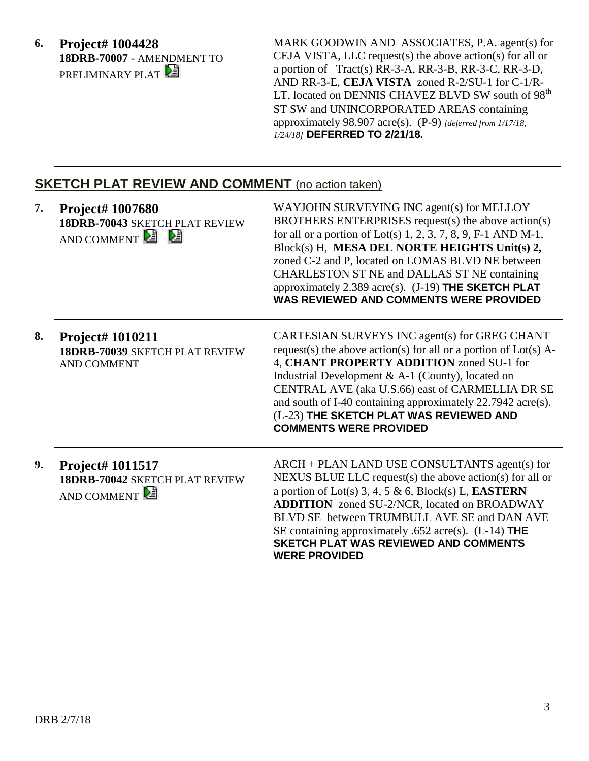**6. Project# 1004428**
**18DRB-70007** - AMENDMENT TO PRELIMINARY PLAT

MARK GOODWIN AND ASSOCIATES, P.A. agent(s) for CEJA VISTA, LLC request(s) the above action(s) for all or a portion of Tract(s) RR-3-A, RR-3-B, RR-3-C, RR-3-D, AND RR-3-E, **CEJA VISTA** zoned R-2/SU-1 for C-1/R-LT, located on DENNIS CHAVEZ BLVD SW south of 98th ST SW and UNINCORPORATED AREAS containing approximately 98.907 acre(s). (P-9) *[deferred from 1/17/18, 1/24/18]* **DEFERRED TO 2/21/18.**

## SKETCH PLAT REVIEW AND COMMENT (no action taken)

**7. Project# 1007680**
**18DRB-70043** SKETCH PLAT REVIEW AND COMMENT

WAYJOHN SURVEYING INC agent(s) for MELLOY BROTHERS ENTERPRISES request(s) the above action(s) for all or a portion of Lot(s) 1, 2, 3, 7, 8, 9, F-1 AND M-1, Block(s) H, **MESA DEL NORTE HEIGHTS Unit(s) 2,** zoned C-2 and P, located on LOMAS BLVD NE between CHARLESTON ST NE and DALLAS ST NE containing approximately 2.389 acre(s). (J-19) **THE SKETCH PLAT WAS REVIEWED AND COMMENTS WERE PROVIDED**

**8. Project# 1010211**
**18DRB-70039** SKETCH PLAT REVIEW AND COMMENT

CARTESIAN SURVEYS INC agent(s) for GREG CHANT request(s) the above action(s) for all or a portion of Lot(s) A-4, **CHANT PROPERTY ADDITION** zoned SU-1 for Industrial Development & A-1 (County), located on CENTRAL AVE (aka U.S.66) east of CARMELLIA DR SE and south of I-40 containing approximately 22.7942 acre(s). (L-23) **THE SKETCH PLAT WAS REVIEWED AND COMMENTS WERE PROVIDED**

**9. Project# 1011517**
**18DRB-70042** SKETCH PLAT REVIEW AND COMMENT

ARCH + PLAN LAND USE CONSULTANTS agent(s) for NEXUS BLUE LLC request(s) the above action(s) for all or a portion of Lot(s) 3, 4, 5 & 6, Block(s) L, **EASTERN ADDITION** zoned SU-2/NCR, located on BROADWAY BLVD SE between TRUMBULL AVE SE and DAN AVE SE containing approximately .652 acre(s). (L-14) **THE SKETCH PLAT WAS REVIEWED AND COMMENTS WERE PROVIDED**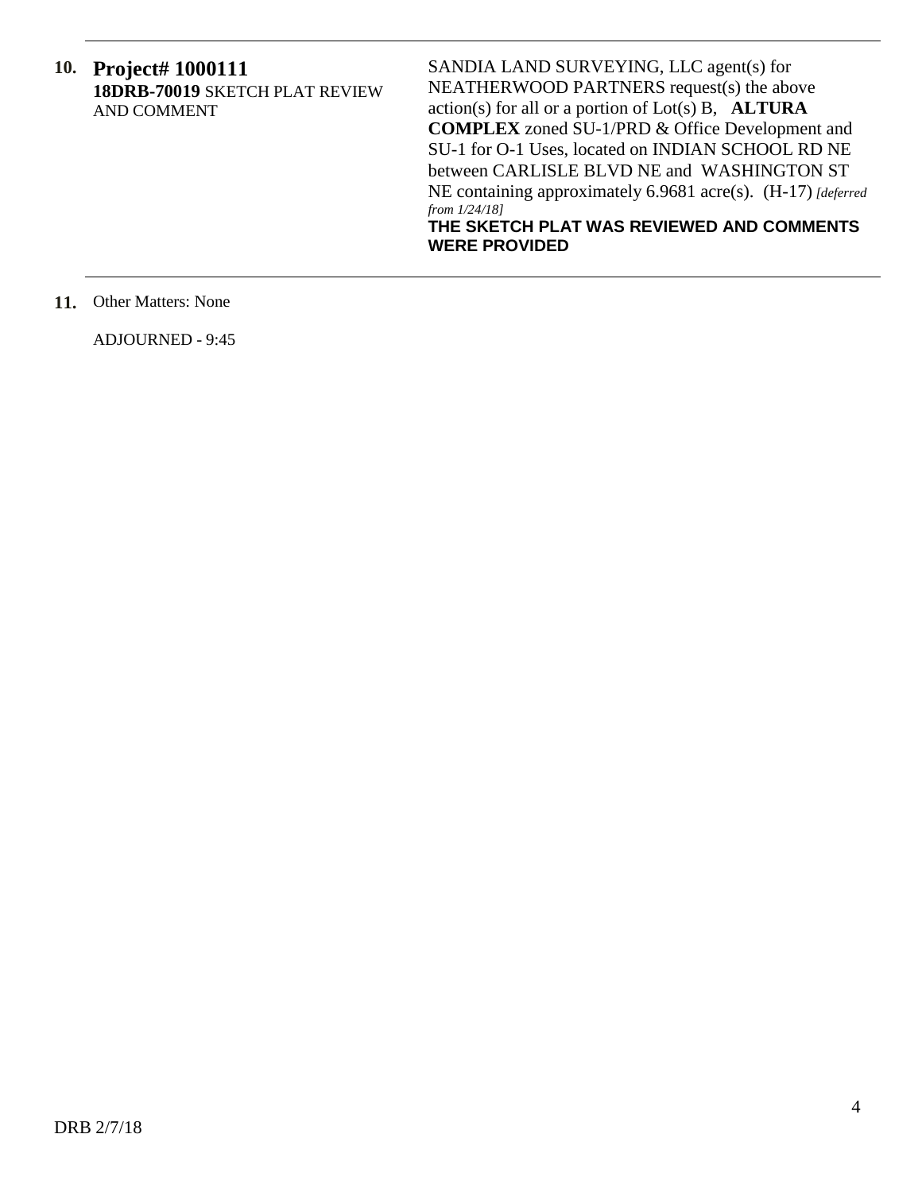**10. Project# 1000111**
**18DRB-70019** SKETCH PLAT REVIEW AND COMMENT

SANDIA LAND SURVEYING, LLC agent(s) for NEATHERWOOD PARTNERS request(s) the above action(s) for all or a portion of Lot(s) B, **ALTURA COMPLEX** zoned SU-1/PRD & Office Development and SU-1 for O-1 Uses, located on INDIAN SCHOOL RD NE between CARLISLE BLVD NE and WASHINGTON ST NE containing approximately 6.9681 acre(s). (H-17) *[deferred from 1/24/18]*
**THE SKETCH PLAT WAS REVIEWED AND COMMENTS WERE PROVIDED**

---

**11.** Other Matters: None

ADJOURNED - 9:45

DRB 2/7/18